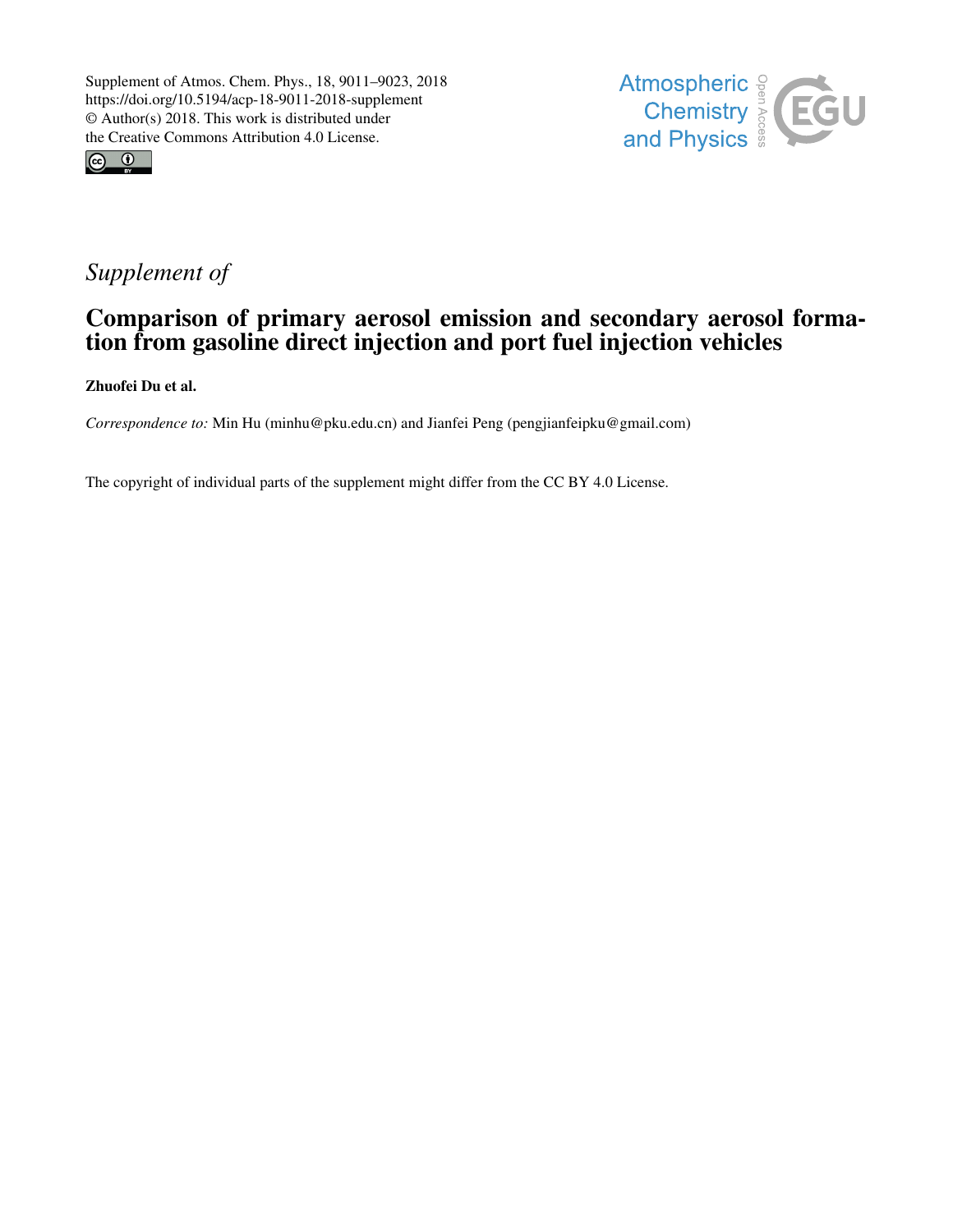Supplement of Atmos. Chem. Phys., 18, 9011–9023, 2018
https://doi.org/10.5194/acp-18-9011-2018-supplement
© Author(s) 2018. This work is distributed under
the Creative Commons Attribution 4.0 License.

*Supplement of*

# Comparison of primary aerosol emission and secondary aerosol formation from gasoline direct injection and port fuel injection vehicles

**Zhuofei Du et al.**

*Correspondence to:* Min Hu (minhu@pku.edu.cn) and Jianfei Peng (pengjianfeipku@gmail.com)

The copyright of individual parts of the supplement might differ from the CC BY 4.0 License.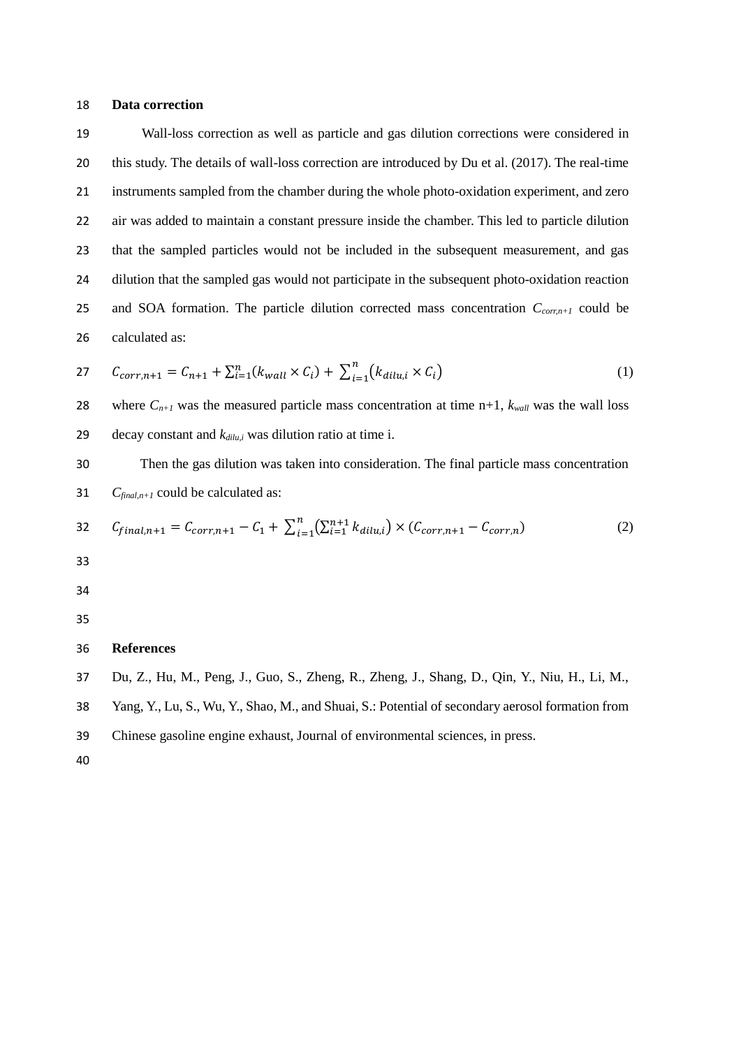## Data correction

Wall-loss correction as well as particle and gas dilution corrections were considered in this study. The details of wall-loss correction are introduced by Du et al. (2017). The real-time instruments sampled from the chamber during the whole photo-oxidation experiment, and zero air was added to maintain a constant pressure inside the chamber. This led to particle dilution that the sampled particles would not be included in the subsequent measurement, and gas dilution that the sampled gas would not participate in the subsequent photo-oxidation reaction and SOA formation. The particle dilution corrected mass concentration $C_{corr,n+1}$ could be calculated as:

$$C_{corr,n+1} = C_{n+1} + \sum_{i=1}^{n}(k_{wall} \times C_i) + \sum_{i=1}^{n}(k_{dilu,i} \times C_i) \tag{1}$$

where $C_{n+1}$ was the measured particle mass concentration at time n+1, $k_{wall}$ was the wall loss decay constant and $k_{dilu,i}$ was dilution ratio at time i.

Then the gas dilution was taken into consideration. The final particle mass concentration $C_{final,n+1}$ could be calculated as:

$$C_{final,n+1} = C_{corr,n+1} - C_1 + \sum_{i=1}^{n}\left(\sum_{i=1}^{n+1} k_{dilu,i}\right) \times (C_{corr,n+1} - C_{corr,n}) \tag{2}$$

## References

Du, Z., Hu, M., Peng, J., Guo, S., Zheng, R., Zheng, J., Shang, D., Qin, Y., Niu, H., Li, M., Yang, Y., Lu, S., Wu, Y., Shao, M., and Shuai, S.: Potential of secondary aerosol formation from Chinese gasoline engine exhaust, Journal of environmental sciences, in press.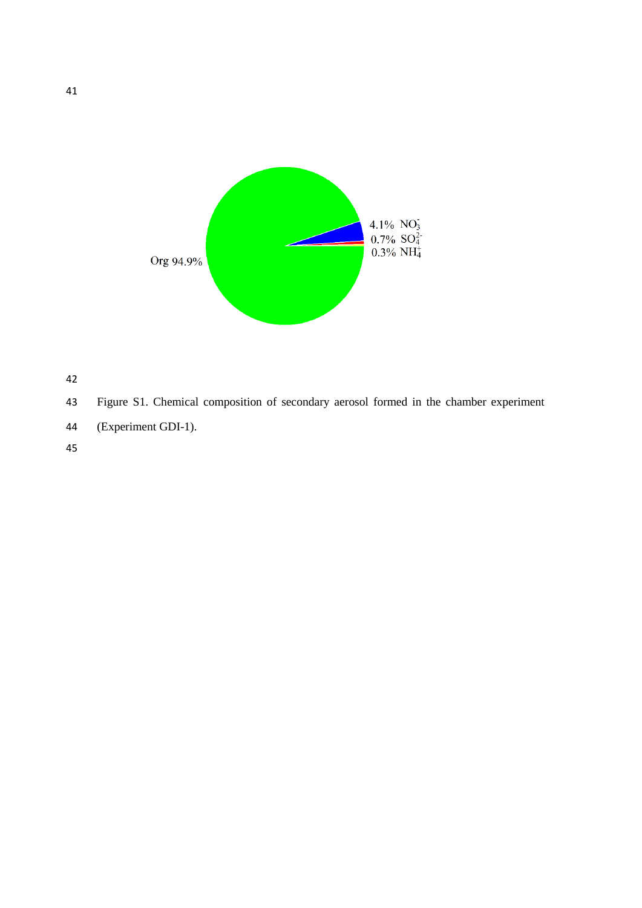Figure S1. Chemical composition of secondary aerosol formed in the chamber experiment (Experiment GDI-1).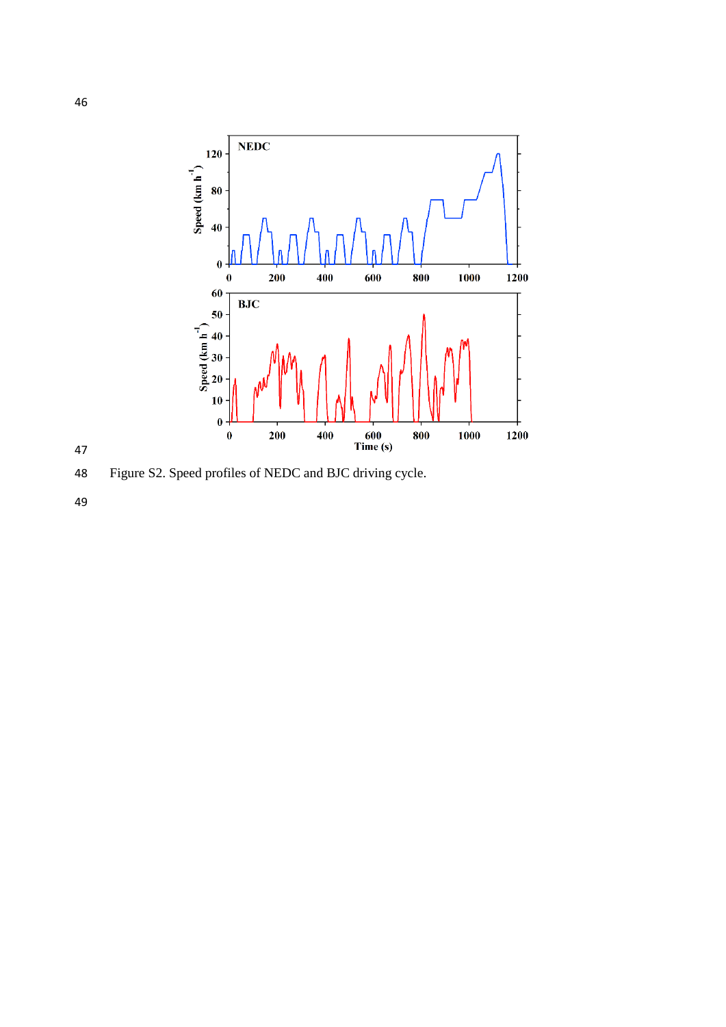Figure S2. Speed profiles of NEDC and BJC driving cycle.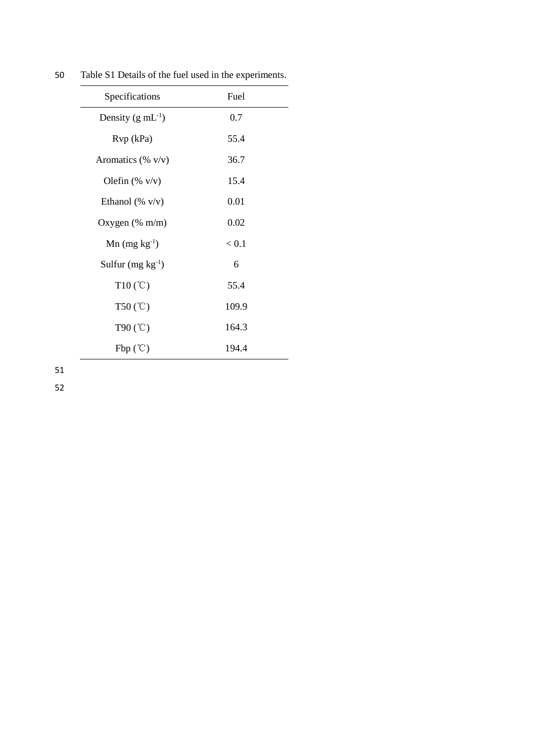Table S1 Details of the fuel used in the experiments.

| Specifications | Fuel |
| --- | --- |
| Density (g $mL^{-1}$) | 0.7 |
| Rvp (kPa) | 55.4 |
| Aromatics (% v/v) | 36.7 |
| Olefin (% v/v) | 15.4 |
| Ethanol (% v/v) | 0.01 |
| Oxygen (% m/m) | 0.02 |
| Mn (mg $kg^{-1}$) | < 0.1 |
| Sulfur (mg $kg^{-1}$) | 6 |
| T10 (℃) | 55.4 |
| T50 (℃) | 109.9 |
| T90 (℃) | 164.3 |
| Fbp (℃) | 194.4 |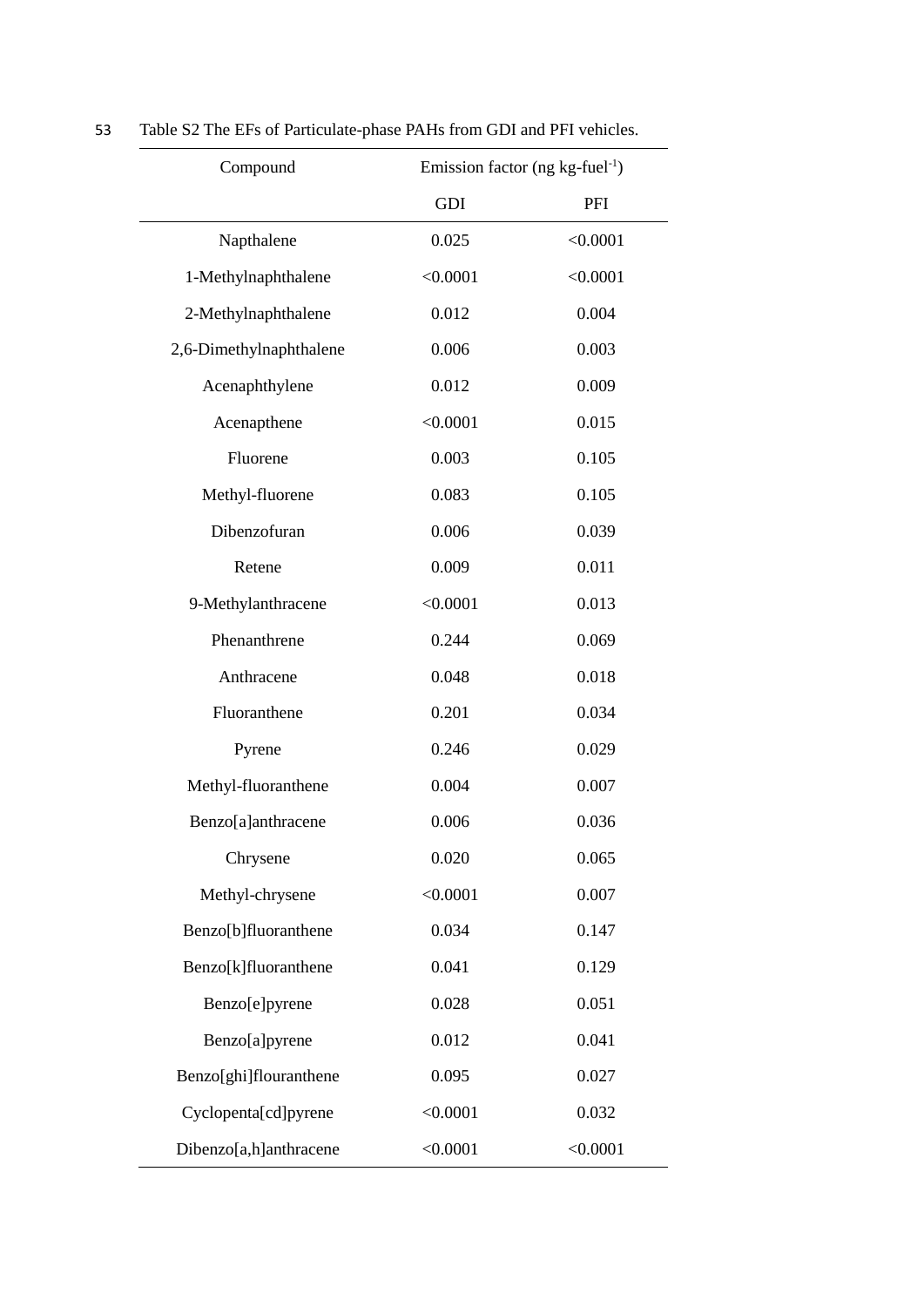Table S2 The EFs of Particulate-phase PAHs from GDI and PFI vehicles.

| Compound | Emission factor (ng kg-fuel$^{-1}$) | |
|---|---|---|
| | GDI | PFI |
| Napthalene | 0.025 | <0.0001 |
| 1-Methylnaphthalene | <0.0001 | <0.0001 |
| 2-Methylnaphthalene | 0.012 | 0.004 |
| 2,6-Dimethylnaphthalene | 0.006 | 0.003 |
| Acenaphthylene | 0.012 | 0.009 |
| Acenapthene | <0.0001 | 0.015 |
| Fluorene | 0.003 | 0.105 |
| Methyl-fluorene | 0.083 | 0.105 |
| Dibenzofuran | 0.006 | 0.039 |
| Retene | 0.009 | 0.011 |
| 9-Methylanthracene | <0.0001 | 0.013 |
| Phenanthrene | 0.244 | 0.069 |
| Anthracene | 0.048 | 0.018 |
| Fluoranthene | 0.201 | 0.034 |
| Pyrene | 0.246 | 0.029 |
| Methyl-fluoranthene | 0.004 | 0.007 |
| Benzo[a]anthracene | 0.006 | 0.036 |
| Chrysene | 0.020 | 0.065 |
| Methyl-chrysene | <0.0001 | 0.007 |
| Benzo[b]fluoranthene | 0.034 | 0.147 |
| Benzo[k]fluoranthene | 0.041 | 0.129 |
| Benzo[e]pyrene | 0.028 | 0.051 |
| Benzo[a]pyrene | 0.012 | 0.041 |
| Benzo[ghi]flouranthene | 0.095 | 0.027 |
| Cyclopenta[cd]pyrene | <0.0001 | 0.032 |
| Dibenzo[a,h]anthracene | <0.0001 | <0.0001 |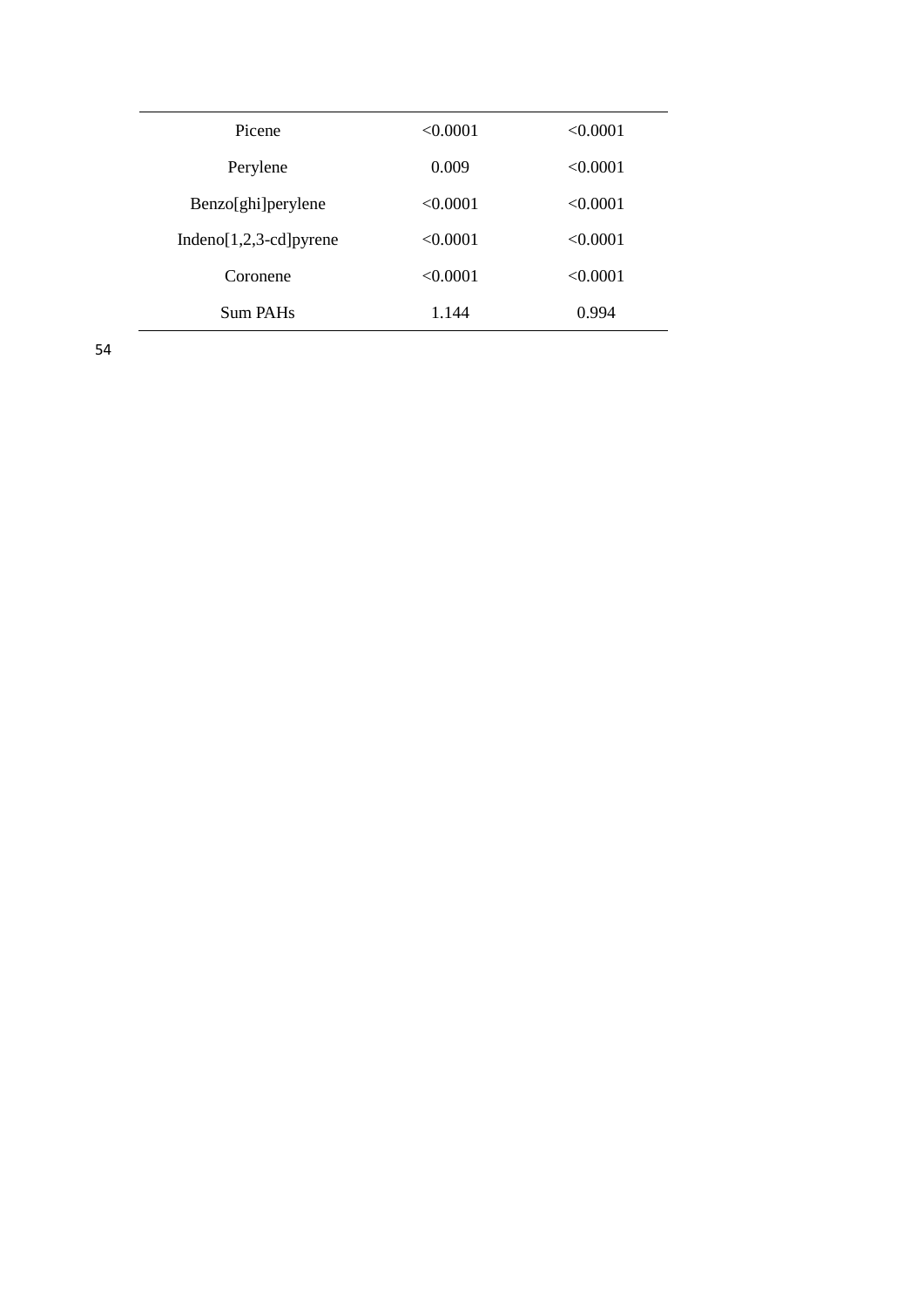| | | |
|---|---|---|
| Picene | <0.0001 | <0.0001 |
| Perylene | 0.009 | <0.0001 |
| Benzo[ghi]perylene | <0.0001 | <0.0001 |
| Indeno[1,2,3-cd]pyrene | <0.0001 | <0.0001 |
| Coronene | <0.0001 | <0.0001 |
| Sum PAHs | 1.144 | 0.994 |